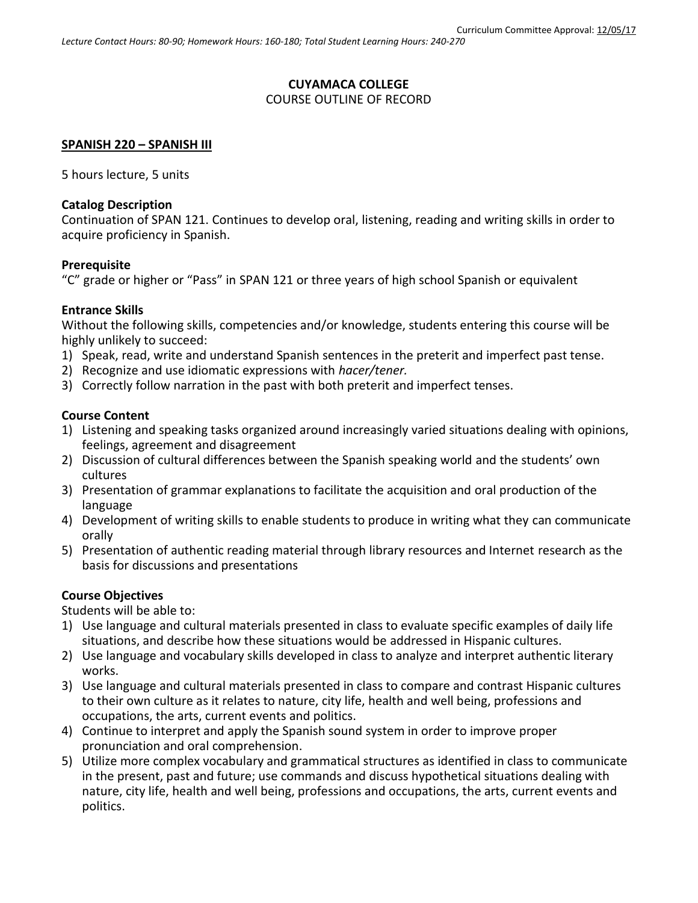Curriculum Committee Approval: 12/05/17

*Lecture Contact Hours: 80-90; Homework Hours: 160-180; Total Student Learning Hours: 240-270*

**CUYAMACA COLLEGE**

COURSE OUTLINE OF RECORD

**SPANISH 220 – SPANISH III**

5 hours lecture, 5 units

**Catalog Description**

Continuation of SPAN 121. Continues to develop oral, listening, reading and writing skills in order to acquire proficiency in Spanish.

**Prerequisite**

"C" grade or higher or "Pass" in SPAN 121 or three years of high school Spanish or equivalent

**Entrance Skills**

Without the following skills, competencies and/or knowledge, students entering this course will be highly unlikely to succeed:

1) Speak, read, write and understand Spanish sentences in the preterit and imperfect past tense.
2) Recognize and use idiomatic expressions with *hacer/tener.*
3) Correctly follow narration in the past with both preterit and imperfect tenses.

**Course Content**

1) Listening and speaking tasks organized around increasingly varied situations dealing with opinions, feelings, agreement and disagreement
2) Discussion of cultural differences between the Spanish speaking world and the students' own cultures
3) Presentation of grammar explanations to facilitate the acquisition and oral production of the language
4) Development of writing skills to enable students to produce in writing what they can communicate orally
5) Presentation of authentic reading material through library resources and Internet research as the basis for discussions and presentations

**Course Objectives**

Students will be able to:

1) Use language and cultural materials presented in class to evaluate specific examples of daily life situations, and describe how these situations would be addressed in Hispanic cultures.
2) Use language and vocabulary skills developed in class to analyze and interpret authentic literary works.
3) Use language and cultural materials presented in class to compare and contrast Hispanic cultures to their own culture as it relates to nature, city life, health and well being, professions and occupations, the arts, current events and politics.
4) Continue to interpret and apply the Spanish sound system in order to improve proper pronunciation and oral comprehension.
5) Utilize more complex vocabulary and grammatical structures as identified in class to communicate in the present, past and future; use commands and discuss hypothetical situations dealing with nature, city life, health and well being, professions and occupations, the arts, current events and politics.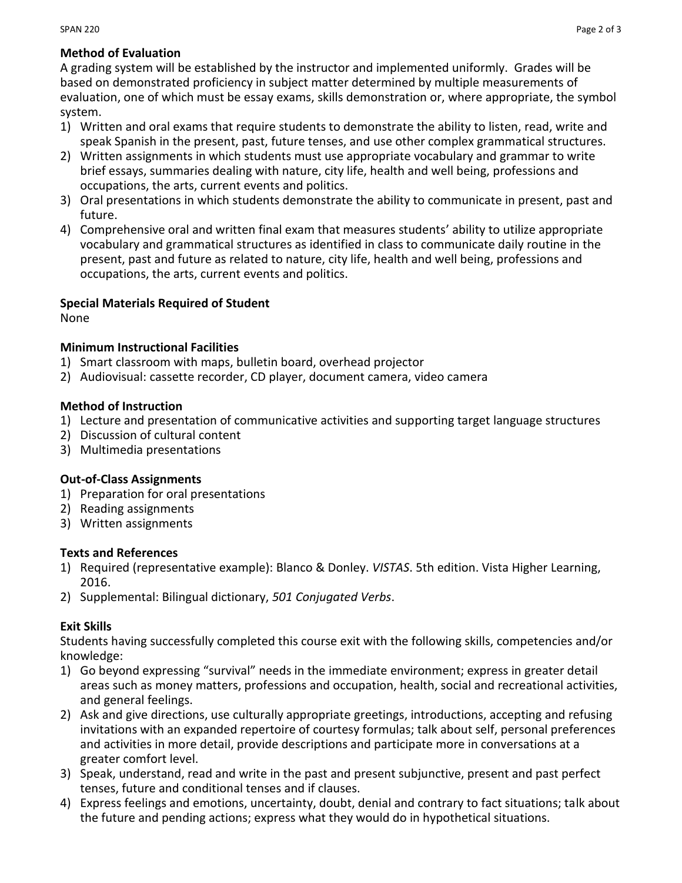**Method of Evaluation**

A grading system will be established by the instructor and implemented uniformly. Grades will be based on demonstrated proficiency in subject matter determined by multiple measurements of evaluation, one of which must be essay exams, skills demonstration or, where appropriate, the symbol system.

1) Written and oral exams that require students to demonstrate the ability to listen, read, write and speak Spanish in the present, past, future tenses, and use other complex grammatical structures.
2) Written assignments in which students must use appropriate vocabulary and grammar to write brief essays, summaries dealing with nature, city life, health and well being, professions and occupations, the arts, current events and politics.
3) Oral presentations in which students demonstrate the ability to communicate in present, past and future.
4) Comprehensive oral and written final exam that measures students' ability to utilize appropriate vocabulary and grammatical structures as identified in class to communicate daily routine in the present, past and future as related to nature, city life, health and well being, professions and occupations, the arts, current events and politics.

**Special Materials Required of Student**

None

**Minimum Instructional Facilities**

1) Smart classroom with maps, bulletin board, overhead projector
2) Audiovisual: cassette recorder, CD player, document camera, video camera

**Method of Instruction**

1) Lecture and presentation of communicative activities and supporting target language structures
2) Discussion of cultural content
3) Multimedia presentations

**Out-of-Class Assignments**

1) Preparation for oral presentations
2) Reading assignments
3) Written assignments

**Texts and References**

1) Required (representative example): Blanco & Donley. *VISTAS*. 5th edition. Vista Higher Learning, 2016.
2) Supplemental: Bilingual dictionary, *501 Conjugated Verbs*.

**Exit Skills**

Students having successfully completed this course exit with the following skills, competencies and/or knowledge:

1) Go beyond expressing "survival" needs in the immediate environment; express in greater detail areas such as money matters, professions and occupation, health, social and recreational activities, and general feelings.
2) Ask and give directions, use culturally appropriate greetings, introductions, accepting and refusing invitations with an expanded repertoire of courtesy formulas; talk about self, personal preferences and activities in more detail, provide descriptions and participate more in conversations at a greater comfort level.
3) Speak, understand, read and write in the past and present subjunctive, present and past perfect tenses, future and conditional tenses and if clauses.
4) Express feelings and emotions, uncertainty, doubt, denial and contrary to fact situations; talk about the future and pending actions; express what they would do in hypothetical situations.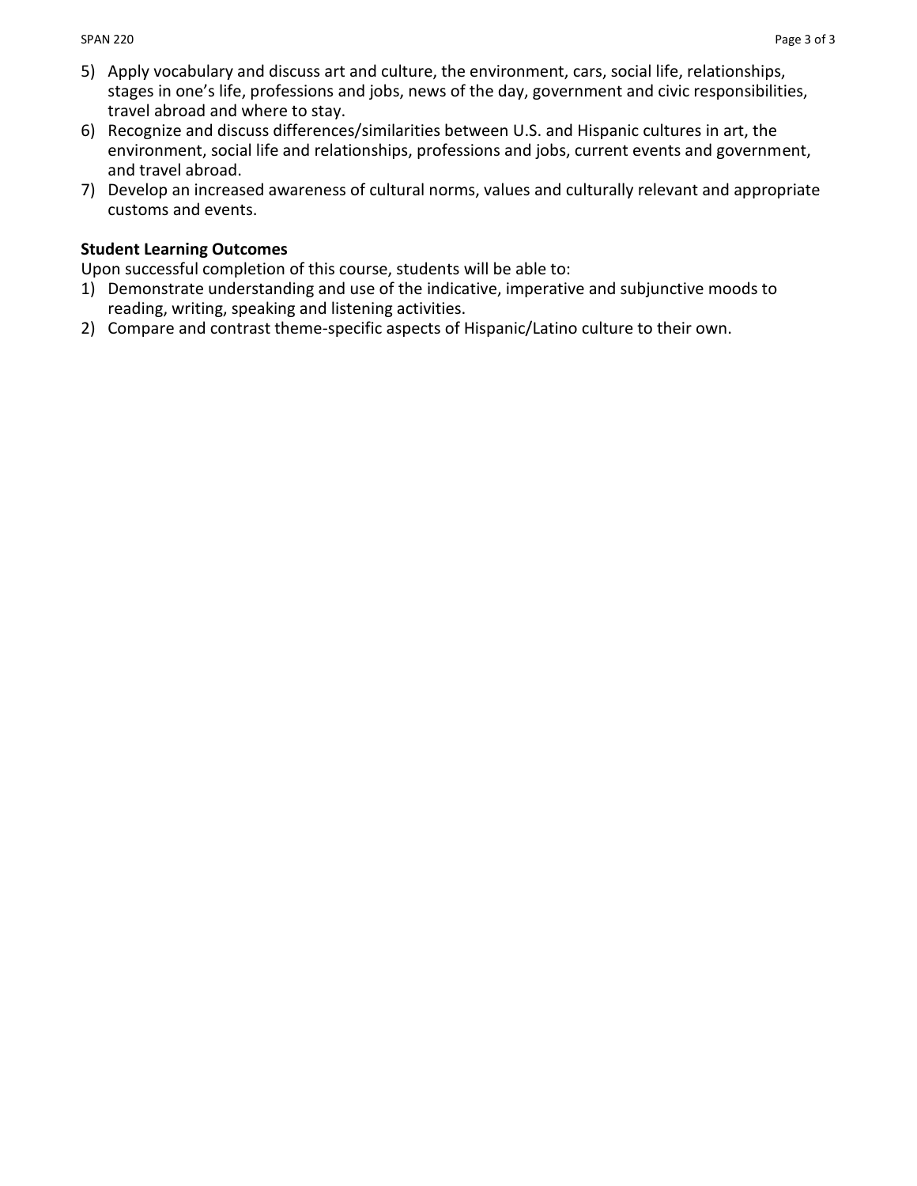5) Apply vocabulary and discuss art and culture, the environment, cars, social life, relationships, stages in one's life, professions and jobs, news of the day, government and civic responsibilities, travel abroad and where to stay.
6) Recognize and discuss differences/similarities between U.S. and Hispanic cultures in art, the environment, social life and relationships, professions and jobs, current events and government, and travel abroad.
7) Develop an increased awareness of cultural norms, values and culturally relevant and appropriate customs and events.

**Student Learning Outcomes**

Upon successful completion of this course, students will be able to:

1) Demonstrate understanding and use of the indicative, imperative and subjunctive moods to reading, writing, speaking and listening activities.
2) Compare and contrast theme-specific aspects of Hispanic/Latino culture to their own.